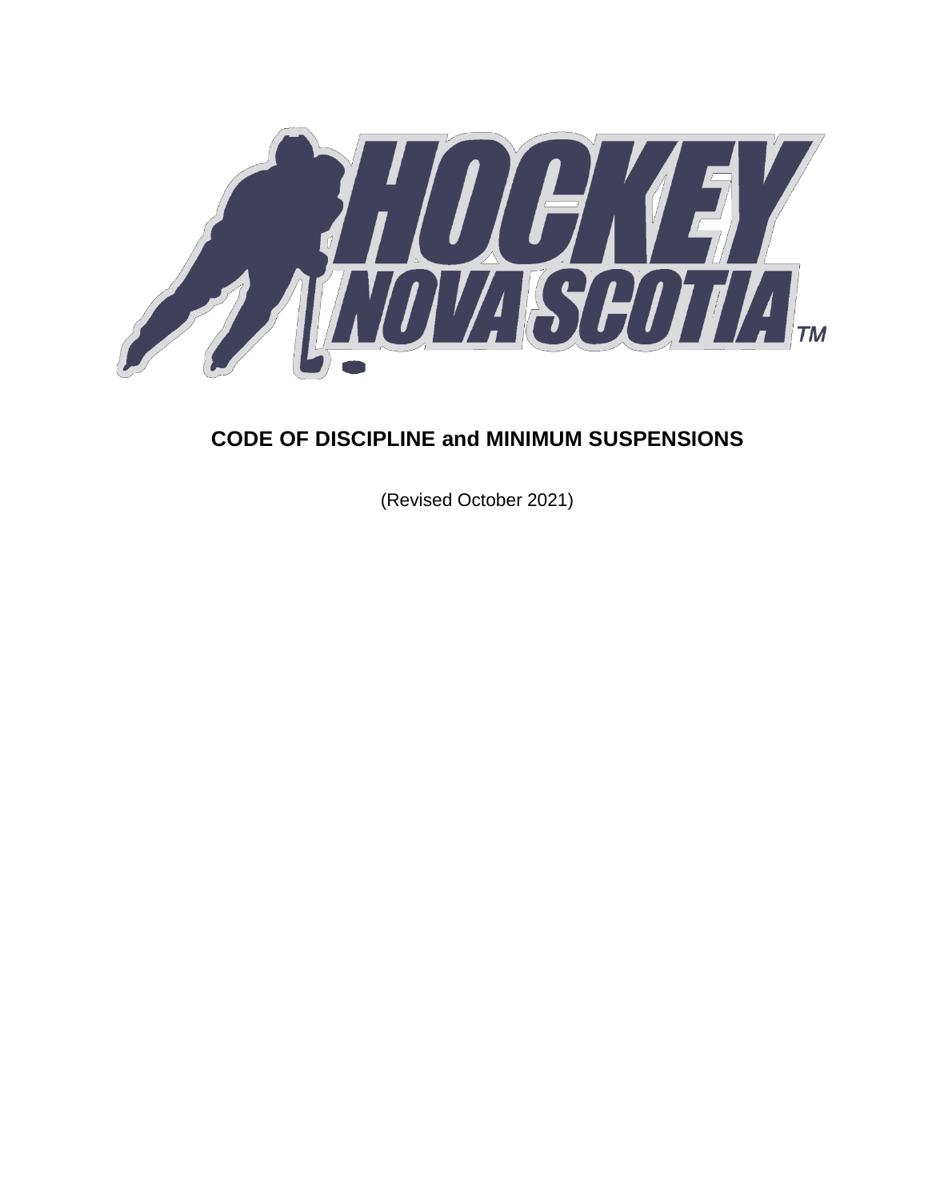HOCKEY NOVA SCOTIA™

# CODE OF DISCIPLINE and MINIMUM SUSPENSIONS

(Revised October 2021)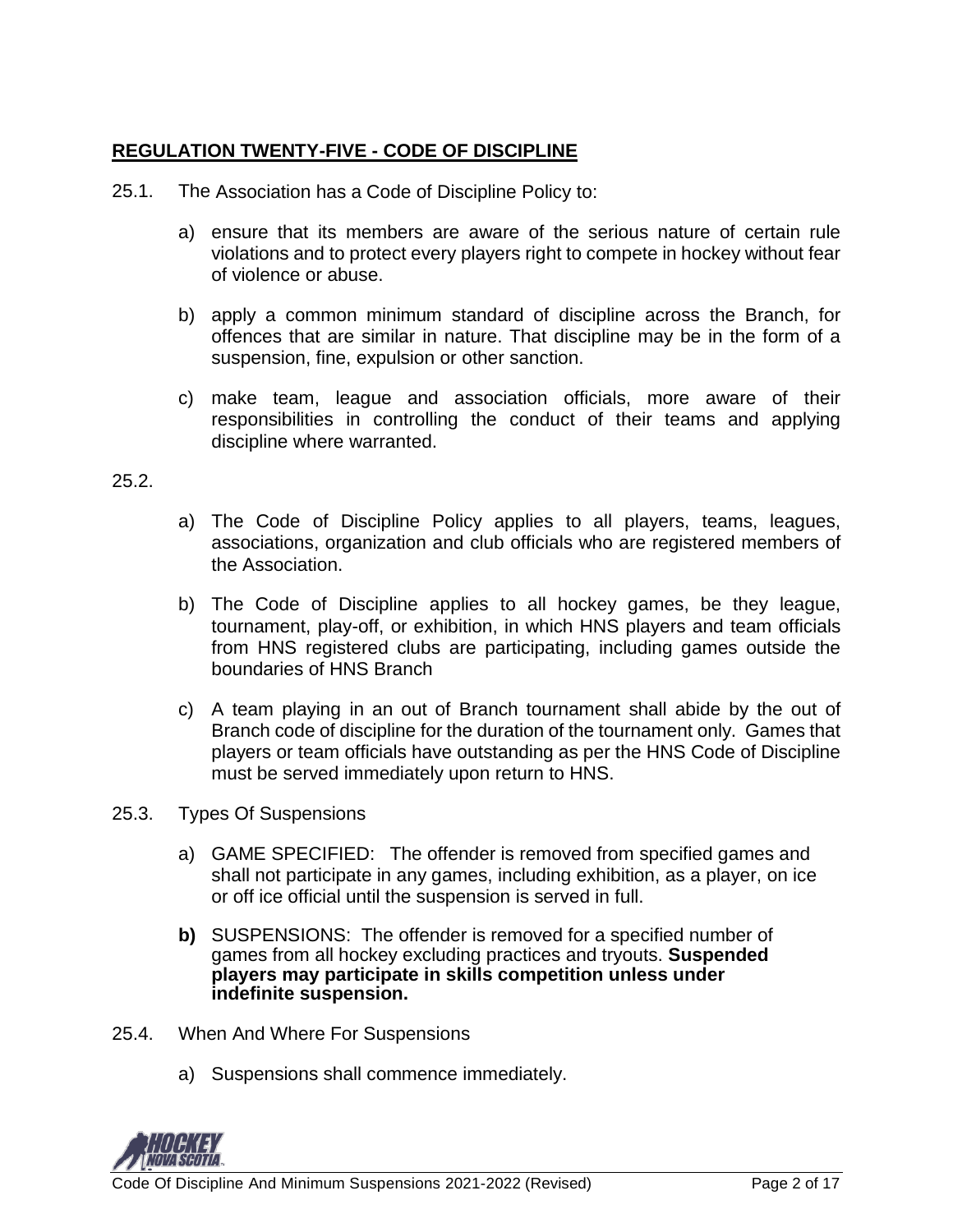## REGULATION TWENTY-FIVE - CODE OF DISCIPLINE

25.1. The Association has a Code of Discipline Policy to:

a) ensure that its members are aware of the serious nature of certain rule violations and to protect every players right to compete in hockey without fear of violence or abuse.

b) apply a common minimum standard of discipline across the Branch, for offences that are similar in nature. That discipline may be in the form of a suspension, fine, expulsion or other sanction.

c) make team, league and association officials, more aware of their responsibilities in controlling the conduct of their teams and applying discipline where warranted.

25.2.

a) The Code of Discipline Policy applies to all players, teams, leagues, associations, organization and club officials who are registered members of the Association.

b) The Code of Discipline applies to all hockey games, be they league, tournament, play-off, or exhibition, in which HNS players and team officials from HNS registered clubs are participating, including games outside the boundaries of HNS Branch

c) A team playing in an out of Branch tournament shall abide by the out of Branch code of discipline for the duration of the tournament only. Games that players or team officials have outstanding as per the HNS Code of Discipline must be served immediately upon return to HNS.

25.3. Types Of Suspensions

a) GAME SPECIFIED: The offender is removed from specified games and shall not participate in any games, including exhibition, as a player, on ice or off ice official until the suspension is served in full.

**b)** SUSPENSIONS: The offender is removed for a specified number of games from all hockey excluding practices and tryouts. **Suspended players may participate in skills competition unless under indefinite suspension.**

25.4. When And Where For Suspensions

a) Suspensions shall commence immediately.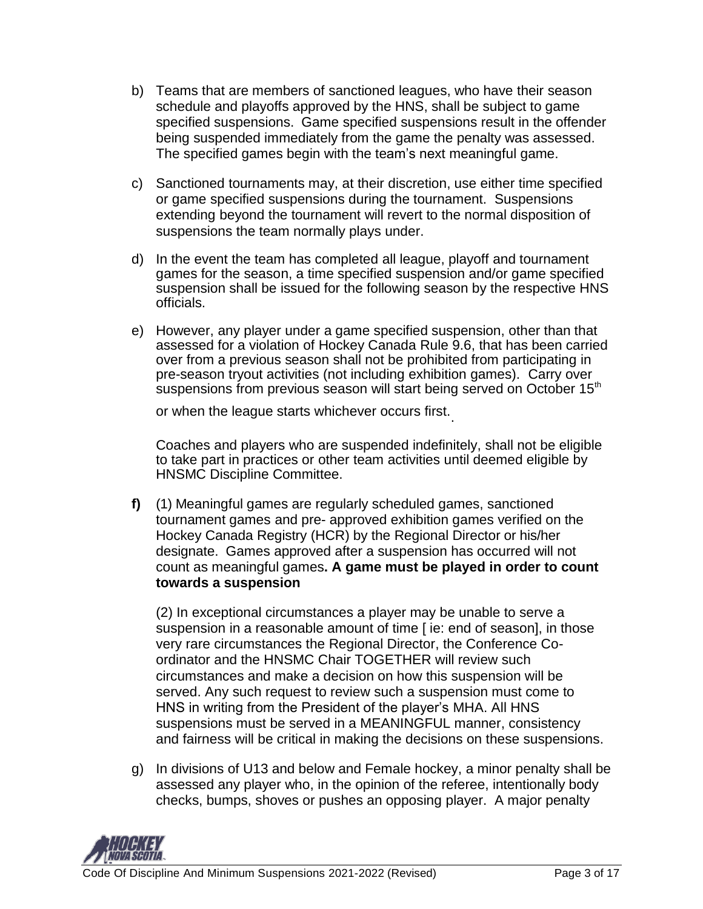b) Teams that are members of sanctioned leagues, who have their season schedule and playoffs approved by the HNS, shall be subject to game specified suspensions. Game specified suspensions result in the offender being suspended immediately from the game the penalty was assessed. The specified games begin with the team's next meaningful game.

c) Sanctioned tournaments may, at their discretion, use either time specified or game specified suspensions during the tournament. Suspensions extending beyond the tournament will revert to the normal disposition of suspensions the team normally plays under.

d) In the event the team has completed all league, playoff and tournament games for the season, a time specified suspension and/or game specified suspension shall be issued for the following season by the respective HNS officials.

e) However, any player under a game specified suspension, other than that assessed for a violation of Hockey Canada Rule 9.6, that has been carried over from a previous season shall not be prohibited from participating in pre-season tryout activities (not including exhibition games). Carry over suspensions from previous season will start being served on October 15th or when the league starts whichever occurs first.

   Coaches and players who are suspended indefinitely, shall not be eligible to take part in practices or other team activities until deemed eligible by HNSMC Discipline Committee.

**f)** (1) Meaningful games are regularly scheduled games, sanctioned tournament games and pre- approved exhibition games verified on the Hockey Canada Registry (HCR) by the Regional Director or his/her designate. Games approved after a suspension has occurred will not count as meaningful games**. A game must be played in order to count towards a suspension**

   (2) In exceptional circumstances a player may be unable to serve a suspension in a reasonable amount of time [ ie: end of season], in those very rare circumstances the Regional Director, the Conference Co-ordinator and the HNSMC Chair TOGETHER will review such circumstances and make a decision on how this suspension will be served. Any such request to review such a suspension must come to HNS in writing from the President of the player's MHA. All HNS suspensions must be served in a MEANINGFUL manner, consistency and fairness will be critical in making the decisions on these suspensions.

g) In divisions of U13 and below and Female hockey, a minor penalty shall be assessed any player who, in the opinion of the referee, intentionally body checks, bumps, shoves or pushes an opposing player. A major penalty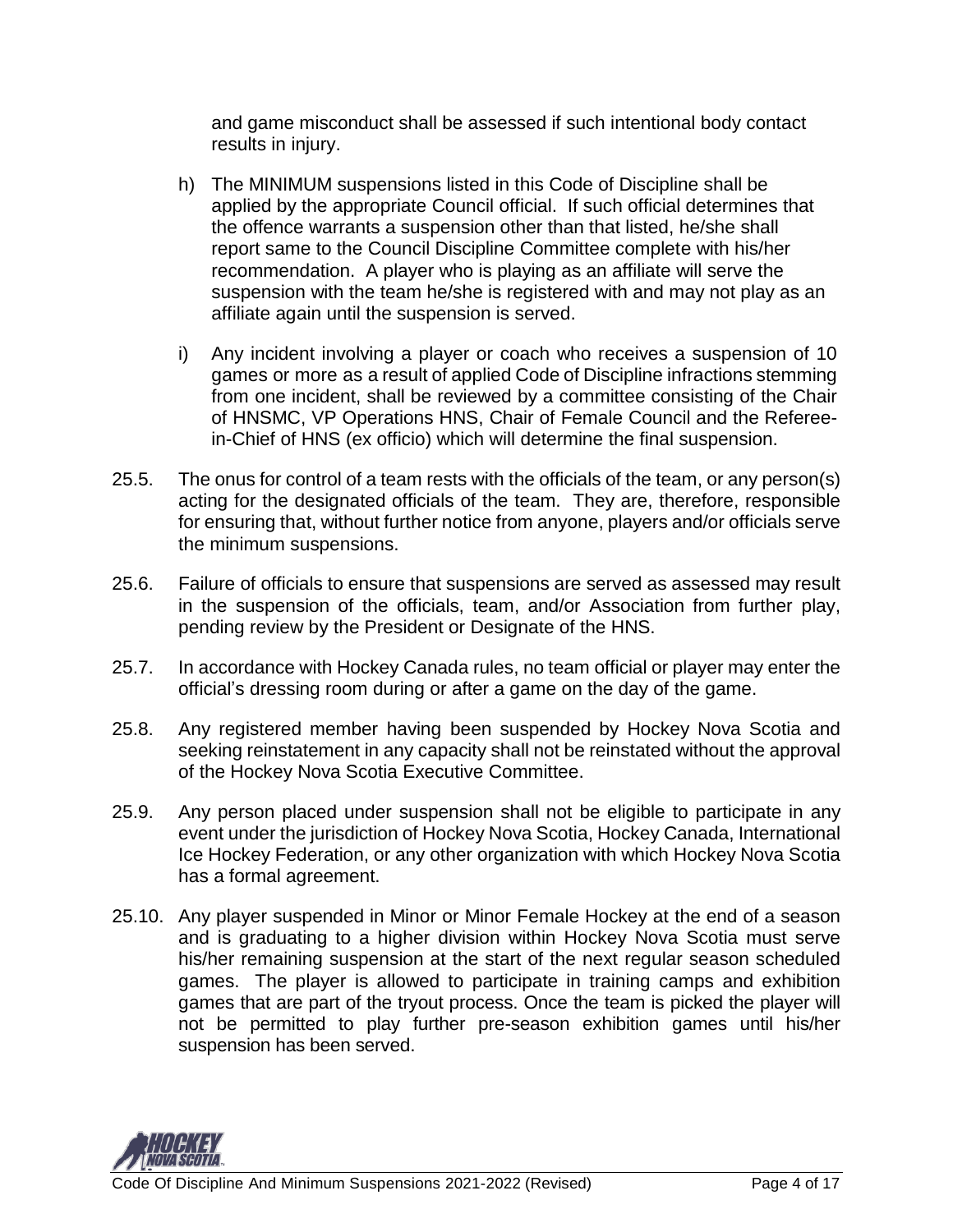and game misconduct shall be assessed if such intentional body contact results in injury.

h) The MINIMUM suspensions listed in this Code of Discipline shall be applied by the appropriate Council official. If such official determines that the offence warrants a suspension other than that listed, he/she shall report same to the Council Discipline Committee complete with his/her recommendation. A player who is playing as an affiliate will serve the suspension with the team he/she is registered with and may not play as an affiliate again until the suspension is served.

i) Any incident involving a player or coach who receives a suspension of 10 games or more as a result of applied Code of Discipline infractions stemming from one incident, shall be reviewed by a committee consisting of the Chair of HNSMC, VP Operations HNS, Chair of Female Council and the Referee-in-Chief of HNS (ex officio) which will determine the final suspension.

25.5. The onus for control of a team rests with the officials of the team, or any person(s) acting for the designated officials of the team. They are, therefore, responsible for ensuring that, without further notice from anyone, players and/or officials serve the minimum suspensions.

25.6. Failure of officials to ensure that suspensions are served as assessed may result in the suspension of the officials, team, and/or Association from further play, pending review by the President or Designate of the HNS.

25.7. In accordance with Hockey Canada rules, no team official or player may enter the official's dressing room during or after a game on the day of the game.

25.8. Any registered member having been suspended by Hockey Nova Scotia and seeking reinstatement in any capacity shall not be reinstated without the approval of the Hockey Nova Scotia Executive Committee.

25.9. Any person placed under suspension shall not be eligible to participate in any event under the jurisdiction of Hockey Nova Scotia, Hockey Canada, International Ice Hockey Federation, or any other organization with which Hockey Nova Scotia has a formal agreement.

25.10. Any player suspended in Minor or Minor Female Hockey at the end of a season and is graduating to a higher division within Hockey Nova Scotia must serve his/her remaining suspension at the start of the next regular season scheduled games. The player is allowed to participate in training camps and exhibition games that are part of the tryout process. Once the team is picked the player will not be permitted to play further pre-season exhibition games until his/her suspension has been served.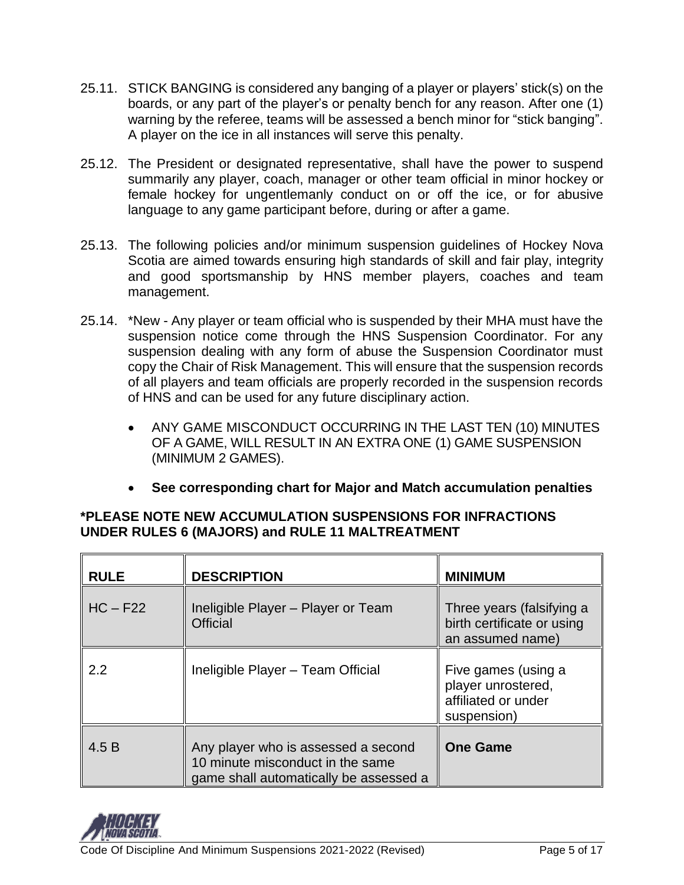25.11. STICK BANGING is considered any banging of a player or players' stick(s) on the boards, or any part of the player's or penalty bench for any reason. After one (1) warning by the referee, teams will be assessed a bench minor for "stick banging". A player on the ice in all instances will serve this penalty.

25.12. The President or designated representative, shall have the power to suspend summarily any player, coach, manager or other team official in minor hockey or female hockey for ungentlemanly conduct on or off the ice, or for abusive language to any game participant before, during or after a game.

25.13. The following policies and/or minimum suspension guidelines of Hockey Nova Scotia are aimed towards ensuring high standards of skill and fair play, integrity and good sportsmanship by HNS member players, coaches and team management.

25.14. *New - Any player or team official who is suspended by their MHA must have the suspension notice come through the HNS Suspension Coordinator. For any suspension dealing with any form of abuse the Suspension Coordinator must copy the Chair of Risk Management. This will ensure that the suspension records of all players and team officials are properly recorded in the suspension records of HNS and can be used for any future disciplinary action.

- ANY GAME MISCONDUCT OCCURRING IN THE LAST TEN (10) MINUTES OF A GAME, WILL RESULT IN AN EXTRA ONE (1) GAME SUSPENSION (MINIMUM 2 GAMES).
- **See corresponding chart for Major and Match accumulation penalties**

**\*PLEASE NOTE NEW ACCUMULATION SUSPENSIONS FOR INFRACTIONS UNDER RULES 6 (MAJORS) and RULE 11 MALTREATMENT**

| **RULE** | **DESCRIPTION** | **MINIMUM** |
|---|---|---|
| HC – F22 | Ineligible Player – Player or Team Official | Three years (falsifying a birth certificate or using an assumed name) |
| 2.2 | Ineligible Player – Team Official | Five games (using a player unrostered, affiliated or under suspension) |
| 4.5 B | Any player who is assessed a second 10 minute misconduct in the same game shall automatically be assessed a | **One Game** |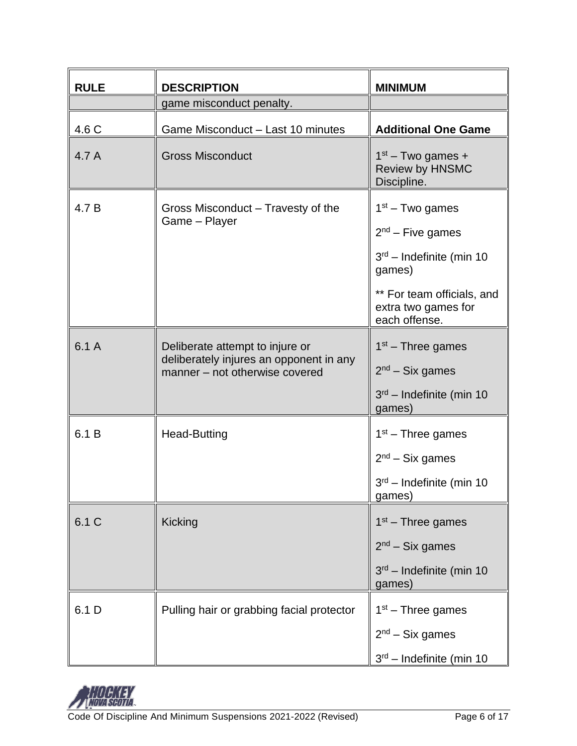| RULE | DESCRIPTION | MINIMUM |
| --- | --- | --- |
| | game misconduct penalty. | |
| 4.6 C | Game Misconduct – Last 10 minutes | **Additional One Game** |
| 4.7 A | Gross Misconduct | 1st – Two games + Review by HNSMC Discipline. |
| 4.7 B | Gross Misconduct – Travesty of the Game – Player | 1st – Two games<br>2nd – Five games<br>3rd – Indefinite (min 10 games)<br>** For team officials, and extra two games for each offense. |
| 6.1 A | Deliberate attempt to injure or deliberately injures an opponent in any manner – not otherwise covered | 1st – Three games<br>2nd – Six games<br>3rd – Indefinite (min 10 games) |
| 6.1 B | Head-Butting | 1st – Three games<br>2nd – Six games<br>3rd – Indefinite (min 10 games) |
| 6.1 C | Kicking | 1st – Three games<br>2nd – Six games<br>3rd – Indefinite (min 10 games) |
| 6.1 D | Pulling hair or grabbing facial protector | 1st – Three games<br>2nd – Six games<br>3rd – Indefinite (min 10 |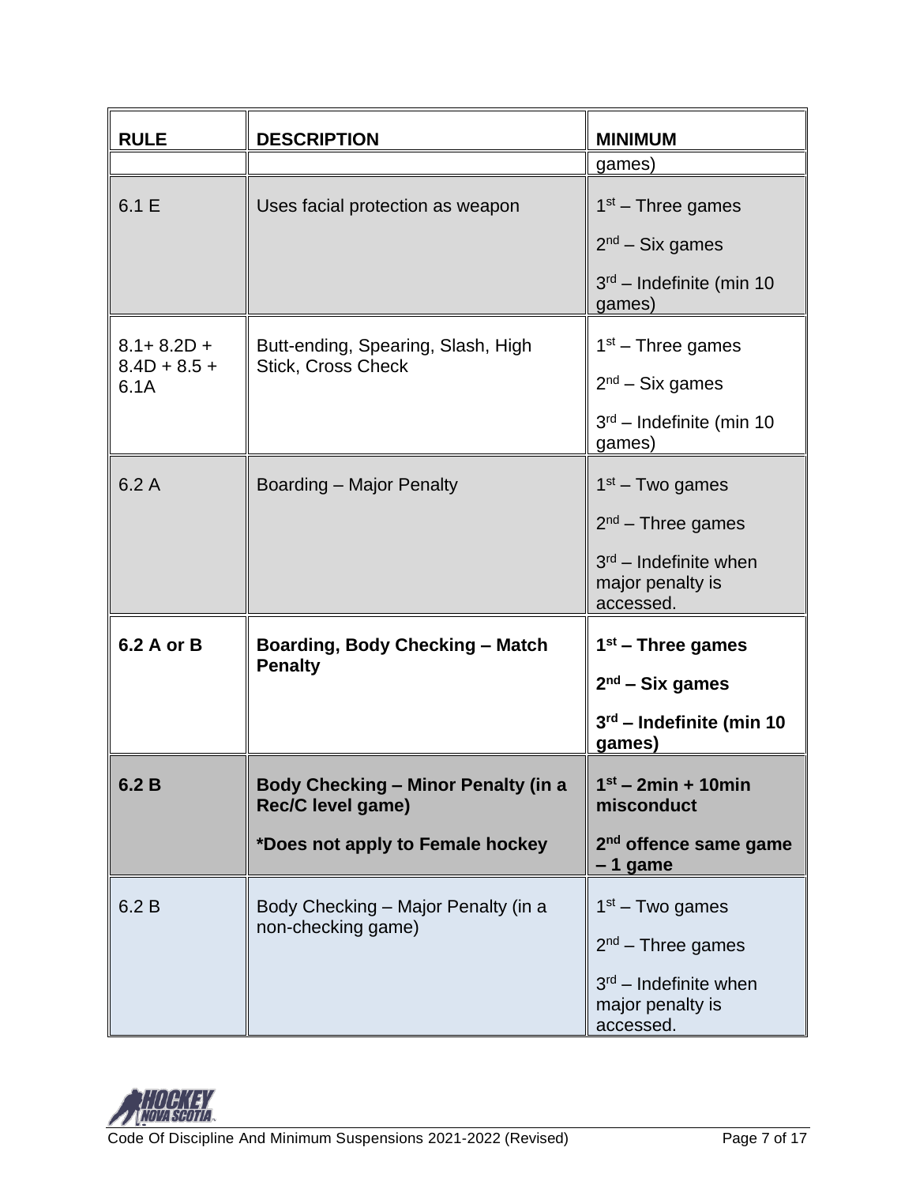| RULE | DESCRIPTION | MINIMUM |
|---|---|---|
| | | games) |
| 6.1 E | Uses facial protection as weapon | 1st – Three games<br>2nd – Six games<br>3rd – Indefinite (min 10 games) |
| 8.1+ 8.2D + 8.4D + 8.5 + 6.1A | Butt-ending, Spearing, Slash, High Stick, Cross Check | 1st – Three games<br>2nd – Six games<br>3rd – Indefinite (min 10 games) |
| 6.2 A | Boarding – Major Penalty | 1st – Two games<br>2nd – Three games<br>3rd – Indefinite when major penalty is accessed. |
| **6.2 A or B** | **Boarding, Body Checking – Match Penalty** | **1st – Three games**<br>**2nd – Six games**<br>**3rd – Indefinite (min 10 games)** |
| **6.2 B** | **Body Checking – Minor Penalty (in a Rec/C level game)**<br>**\*Does not apply to Female hockey** | **1st – 2min + 10min misconduct**<br>**2nd offence same game – 1 game** |
| 6.2 B | Body Checking – Major Penalty (in a non-checking game) | 1st – Two games<br>2nd – Three games<br>3rd – Indefinite when major penalty is accessed. |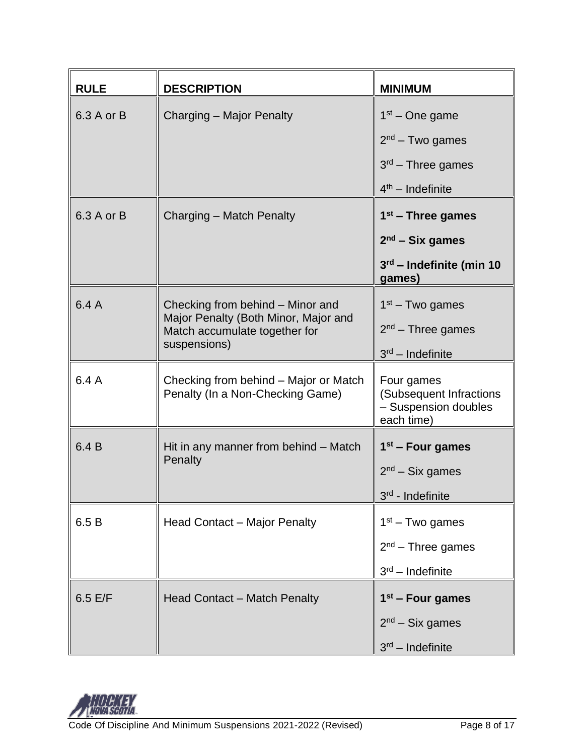| RULE | DESCRIPTION | MINIMUM |
|---|---|---|
| 6.3 A or B | Charging – Major Penalty | 1st – One game<br>2nd – Two games<br>3rd – Three games<br>4th – Indefinite |
| 6.3 A or B | Charging – Match Penalty | **1st – Three games**<br>**2nd – Six games**<br>**3rd – Indefinite (min 10 games)** |
| 6.4 A | Checking from behind – Minor and Major Penalty (Both Minor, Major and Match accumulate together for suspensions) | 1st – Two games<br>2nd – Three games<br>3rd – Indefinite |
| 6.4 A | Checking from behind – Major or Match Penalty (In a Non-Checking Game) | Four games (Subsequent Infractions – Suspension doubles each time) |
| 6.4 B | Hit in any manner from behind – Match Penalty | **1st – Four games**<br>2nd – Six games<br>3rd - Indefinite |
| 6.5 B | Head Contact – Major Penalty | 1st – Two games<br>2nd – Three games<br>3rd – Indefinite |
| 6.5 E/F | Head Contact – Match Penalty | **1st – Four games**<br>2nd – Six games<br>3rd – Indefinite |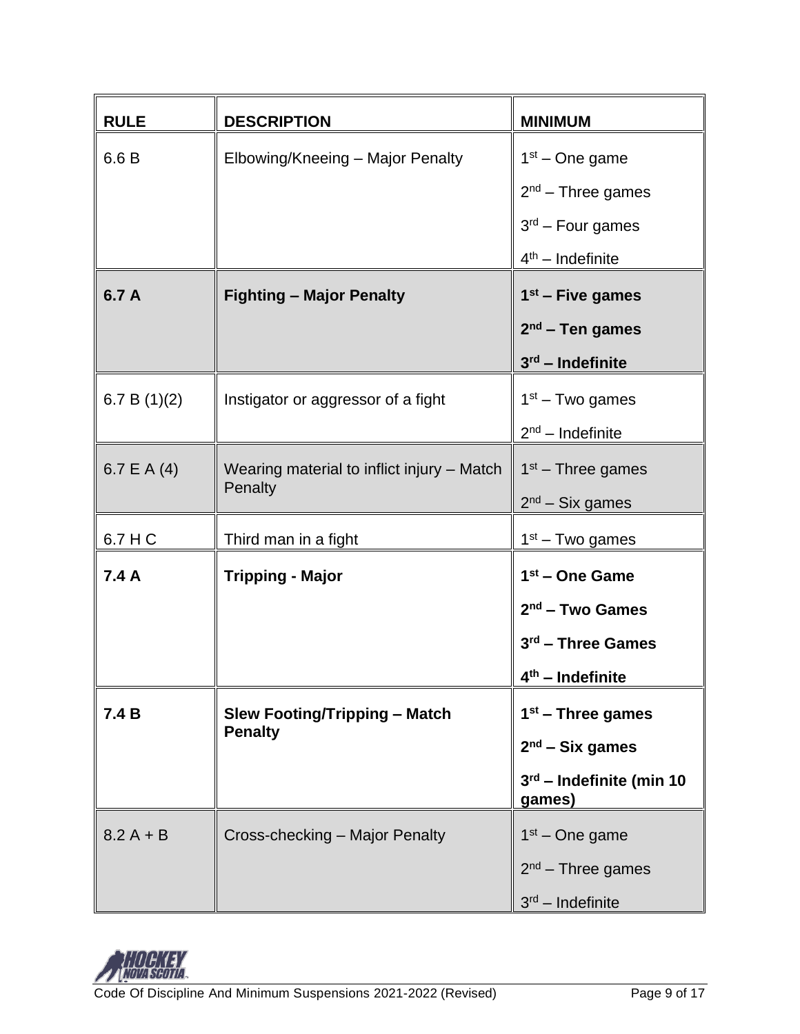| RULE | DESCRIPTION | MINIMUM |
|---|---|---|
| 6.6 B | Elbowing/Kneeing – Major Penalty | 1st – One game<br>2nd – Three games<br>3rd – Four games<br>4th – Indefinite |
| **6.7 A** | **Fighting – Major Penalty** | **1st – Five games**<br>**2nd – Ten games**<br>**3rd – Indefinite** |
| 6.7 B (1)(2) | Instigator or aggressor of a fight | 1st – Two games<br>2nd – Indefinite |
| 6.7 E A (4) | Wearing material to inflict injury – Match Penalty | 1st – Three games<br>2nd – Six games |
| 6.7 H C | Third man in a fight | 1st – Two games |
| **7.4 A** | **Tripping - Major** | **1st – One Game**<br>**2nd – Two Games**<br>**3rd – Three Games**<br>**4th – Indefinite** |
| **7.4 B** | **Slew Footing/Tripping – Match Penalty** | **1st – Three games**<br>**2nd – Six games**<br>**3rd – Indefinite (min 10 games)** |
| 8.2 A + B | Cross-checking – Major Penalty | 1st – One game<br>2nd – Three games<br>3rd – Indefinite |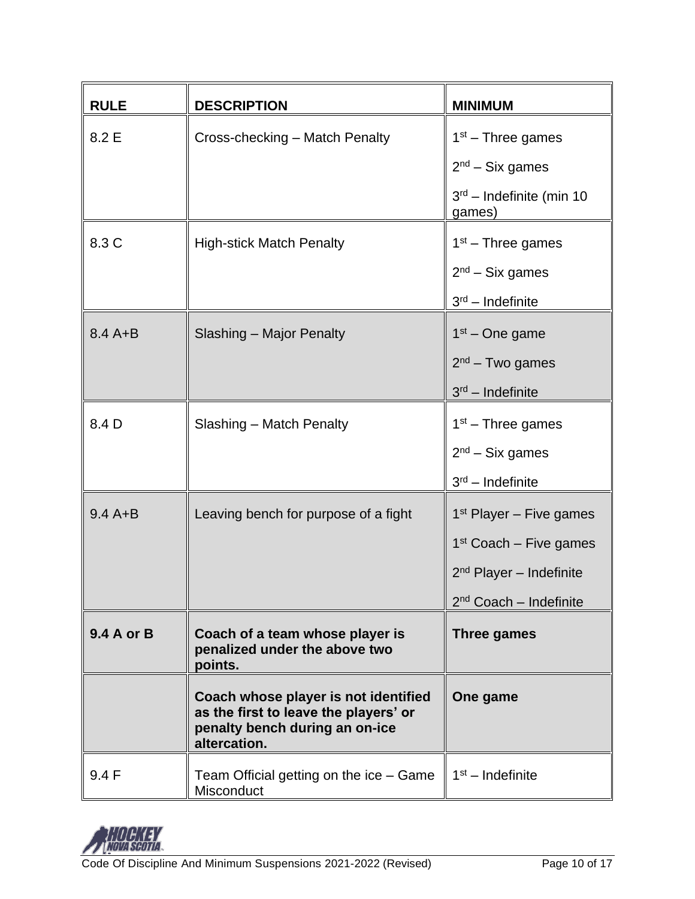| RULE | DESCRIPTION | MINIMUM |
|---|---|---|
| 8.2 E | Cross-checking – Match Penalty | 1st – Three games<br>2nd – Six games<br>3rd – Indefinite (min 10 games) |
| 8.3 C | High-stick Match Penalty | 1st – Three games<br>2nd – Six games<br>3rd – Indefinite |
| 8.4 A+B | Slashing – Major Penalty | 1st – One game<br>2nd – Two games<br>3rd – Indefinite |
| 8.4 D | Slashing – Match Penalty | 1st – Three games<br>2nd – Six games<br>3rd – Indefinite |
| 9.4 A+B | Leaving bench for purpose of a fight | 1st Player – Five games<br>1st Coach – Five games<br>2nd Player – Indefinite<br>2nd Coach – Indefinite |
| **9.4 A or B** | **Coach of a team whose player is penalized under the above two points.** | **Three games** |
| | **Coach whose player is not identified as the first to leave the players' or penalty bench during an on-ice altercation.** | **One game** |
| 9.4 F | Team Official getting on the ice – Game Misconduct | 1st – Indefinite |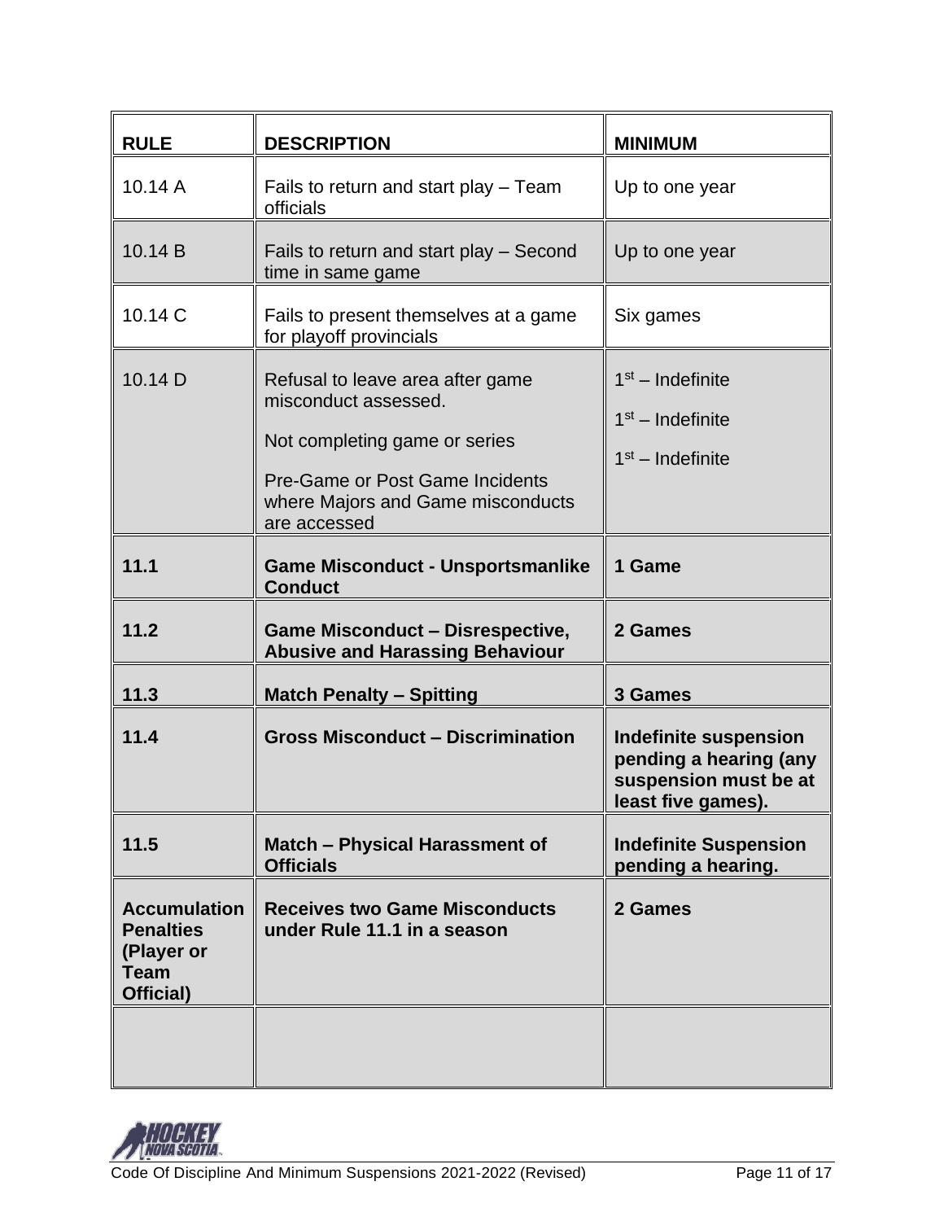| RULE | DESCRIPTION | MINIMUM |
| --- | --- | --- |
| 10.14 A | Fails to return and start play – Team officials | Up to one year |
| 10.14 B | Fails to return and start play – Second time in same game | Up to one year |
| 10.14 C | Fails to present themselves at a game for playoff provincials | Six games |
| 10.14 D | Refusal to leave area after game misconduct assessed.<br>Not completing game or series<br>Pre-Game or Post Game Incidents where Majors and Game misconducts are accessed | 1st – Indefinite<br>1st – Indefinite<br>1st – Indefinite |
| **11.1** | **Game Misconduct - Unsportsmanlike Conduct** | **1 Game** |
| **11.2** | **Game Misconduct – Disrespective, Abusive and Harassing Behaviour** | **2 Games** |
| **11.3** | **Match Penalty – Spitting** | **3 Games** |
| **11.4** | **Gross Misconduct – Discrimination** | **Indefinite suspension pending a hearing (any suspension must be at least five games).** |
| **11.5** | **Match – Physical Harassment of Officials** | **Indefinite Suspension pending a hearing.** |
| **Accumulation Penalties (Player or Team Official)** | **Receives two Game Misconducts under Rule 11.1 in a season** | **2 Games** |
| | | |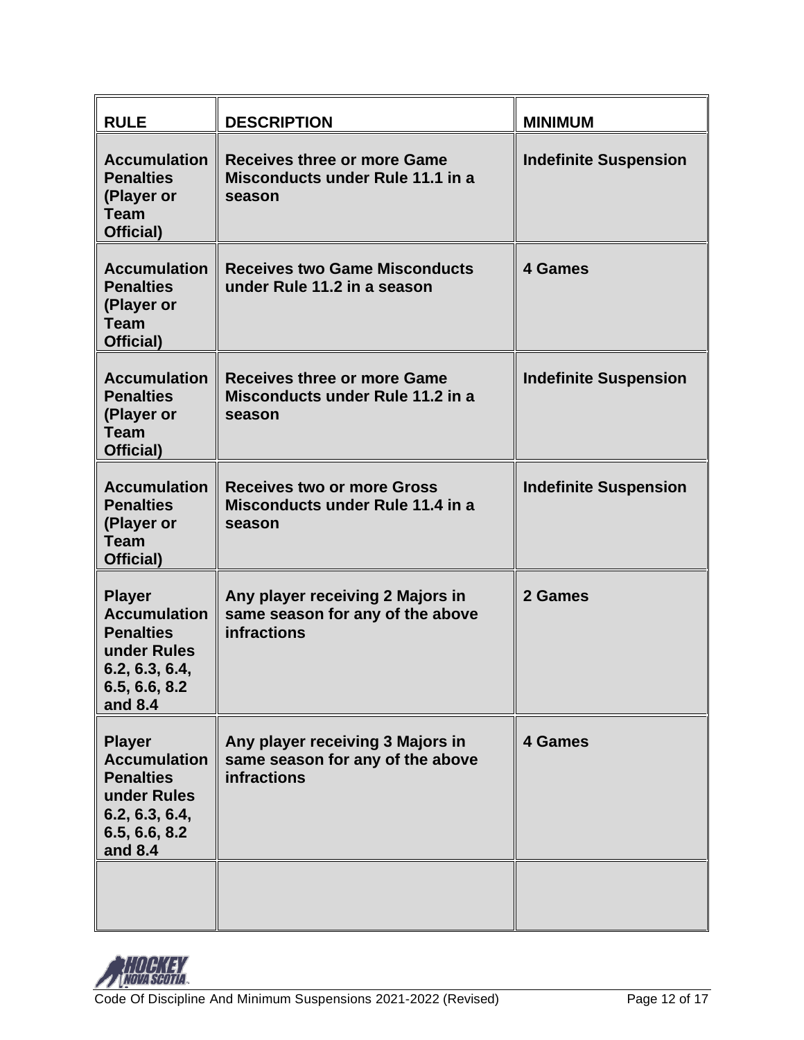| RULE | DESCRIPTION | MINIMUM |
|---|---|---|
| **Accumulation Penalties (Player or Team Official)** | **Receives three or more Game Misconducts under Rule 11.1 in a season** | **Indefinite Suspension** |
| **Accumulation Penalties (Player or Team Official)** | **Receives two Game Misconducts under Rule 11.2 in a season** | **4 Games** |
| **Accumulation Penalties (Player or Team Official)** | **Receives three or more Game Misconducts under Rule 11.2 in a season** | **Indefinite Suspension** |
| **Accumulation Penalties (Player or Team Official)** | **Receives two or more Gross Misconducts under Rule 11.4 in a season** | **Indefinite Suspension** |
| **Player Accumulation Penalties under Rules 6.2, 6.3, 6.4, 6.5, 6.6, 8.2 and 8.4** | **Any player receiving 2 Majors in same season for any of the above infractions** | **2 Games** |
| **Player Accumulation Penalties under Rules 6.2, 6.3, 6.4, 6.5, 6.6, 8.2 and 8.4** | **Any player receiving 3 Majors in same season for any of the above infractions** | **4 Games** |
| | | |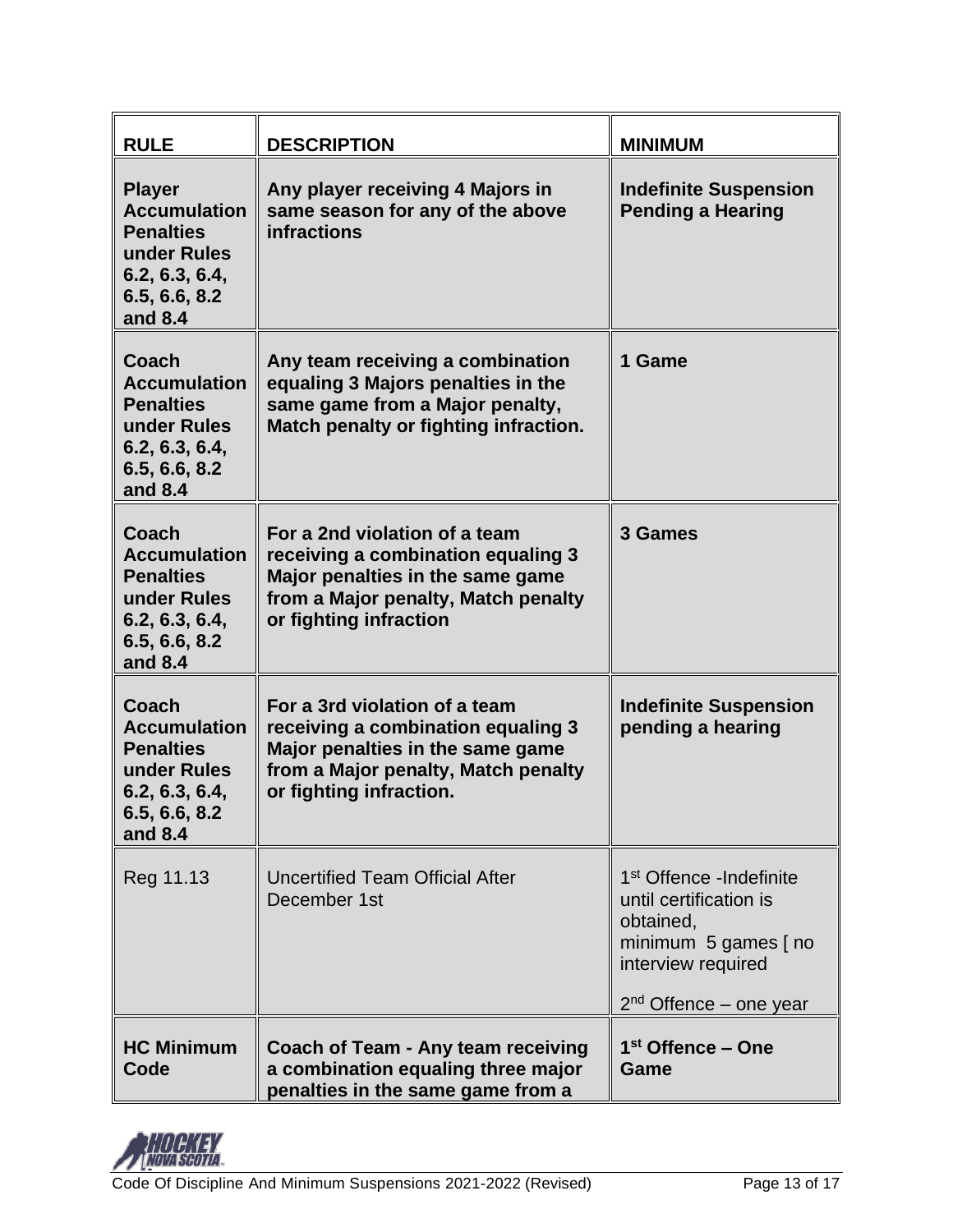| **RULE** | **DESCRIPTION** | **MINIMUM** |
|---|---|---|
| **Player Accumulation Penalties under Rules 6.2, 6.3, 6.4, 6.5, 6.6, 8.2 and 8.4** | **Any player receiving 4 Majors in same season for any of the above infractions** | **Indefinite Suspension Pending a Hearing** |
| **Coach Accumulation Penalties under Rules 6.2, 6.3, 6.4, 6.5, 6.6, 8.2 and 8.4** | **Any team receiving a combination equaling 3 Majors penalties in the same game from a Major penalty, Match penalty or fighting infraction.** | **1 Game** |
| **Coach Accumulation Penalties under Rules 6.2, 6.3, 6.4, 6.5, 6.6, 8.2 and 8.4** | **For a 2nd violation of a team receiving a combination equaling 3 Major penalties in the same game from a Major penalty, Match penalty or fighting infraction** | **3 Games** |
| **Coach Accumulation Penalties under Rules 6.2, 6.3, 6.4, 6.5, 6.6, 8.2 and 8.4** | **For a 3rd violation of a team receiving a combination equaling 3 Major penalties in the same game from a Major penalty, Match penalty or fighting infraction.** | **Indefinite Suspension pending a hearing** |
| Reg 11.13 | Uncertified Team Official After December 1st | 1st Offence -Indefinite until certification is obtained, minimum 5 games [ no interview required<br><br>2nd Offence – one year |
| **HC Minimum Code** | **Coach of Team - Any team receiving a combination equaling three major penalties in the same game from a** | **1st Offence – One Game** |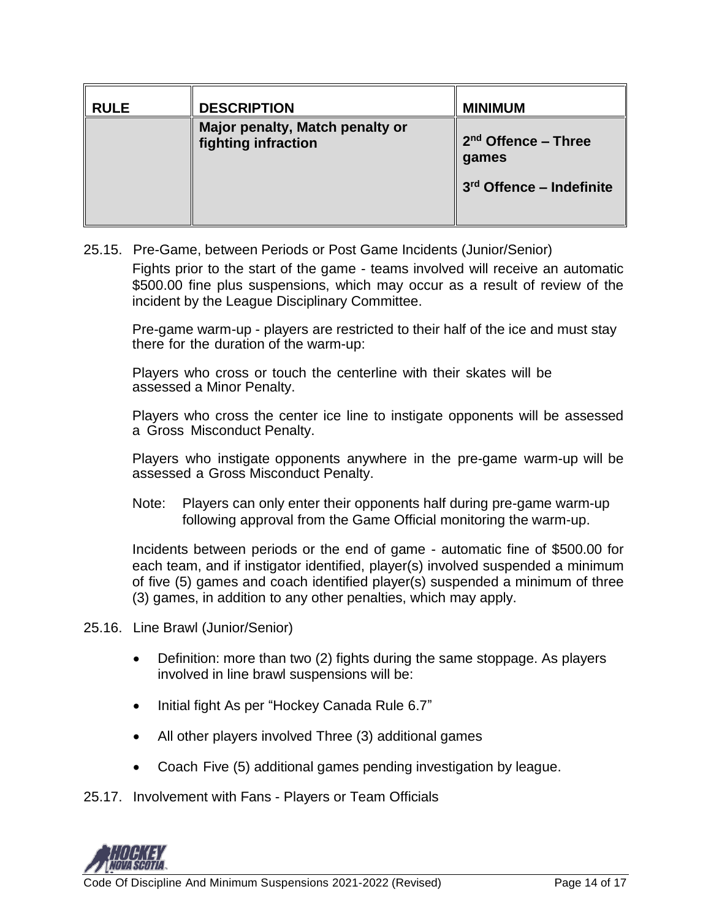| RULE | DESCRIPTION | MINIMUM |
|---|---|---|
| | **Major penalty, Match penalty or fighting infraction** | **2nd Offence – Three games**<br><br>**3rd Offence – Indefinite** |

25.15. Pre-Game, between Periods or Post Game Incidents (Junior/Senior)

Fights prior to the start of the game - teams involved will receive an automatic $500.00 fine plus suspensions, which may occur as a result of review of the incident by the League Disciplinary Committee.

Pre-game warm-up - players are restricted to their half of the ice and must stay there for the duration of the warm-up:

Players who cross or touch the centerline with their skates will be assessed a Minor Penalty.

Players who cross the center ice line to instigate opponents will be assessed a Gross Misconduct Penalty.

Players who instigate opponents anywhere in the pre-game warm-up will be assessed a Gross Misconduct Penalty.

Note: Players can only enter their opponents half during pre-game warm-up following approval from the Game Official monitoring the warm-up.

Incidents between periods or the end of game - automatic fine of $500.00 for each team, and if instigator identified, player(s) involved suspended a minimum of five (5) games and coach identified player(s) suspended a minimum of three (3) games, in addition to any other penalties, which may apply.

25.16. Line Brawl (Junior/Senior)

- Definition: more than two (2) fights during the same stoppage. As players involved in line brawl suspensions will be:
- Initial fight As per "Hockey Canada Rule 6.7"
- All other players involved Three (3) additional games
- Coach Five (5) additional games pending investigation by league.

25.17. Involvement with Fans - Players or Team Officials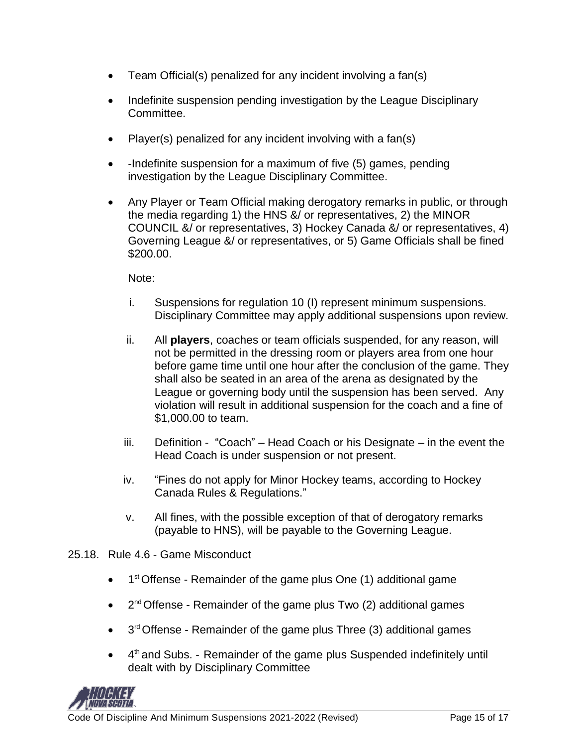- Team Official(s) penalized for any incident involving a fan(s)
- Indefinite suspension pending investigation by the League Disciplinary Committee.
- Player(s) penalized for any incident involving with a fan(s)
- -Indefinite suspension for a maximum of five (5) games, pending investigation by the League Disciplinary Committee.
- Any Player or Team Official making derogatory remarks in public, or through the media regarding 1) the HNS &/ or representatives, 2) the MINOR COUNCIL &/ or representatives, 3) Hockey Canada &/ or representatives, 4) Governing League &/ or representatives, or 5) Game Officials shall be fined $200.00.

  Note:

  i. Suspensions for regulation 10 (I) represent minimum suspensions. Disciplinary Committee may apply additional suspensions upon review.

  ii. All **players**, coaches or team officials suspended, for any reason, will not be permitted in the dressing room or players area from one hour before game time until one hour after the conclusion of the game. They shall also be seated in an area of the arena as designated by the League or governing body until the suspension has been served. Any violation will result in additional suspension for the coach and a fine of $1,000.00 to team.

  iii. Definition - "Coach" – Head Coach or his Designate – in the event the Head Coach is under suspension or not present.

  iv. "Fines do not apply for Minor Hockey teams, according to Hockey Canada Rules & Regulations."

  v. All fines, with the possible exception of that of derogatory remarks (payable to HNS), will be payable to the Governing League.

25.18. Rule 4.6 - Game Misconduct

- 1st Offense - Remainder of the game plus One (1) additional game
- 2nd Offense - Remainder of the game plus Two (2) additional games
- 3rd Offense - Remainder of the game plus Three (3) additional games
- 4th and Subs. - Remainder of the game plus Suspended indefinitely until dealt with by Disciplinary Committee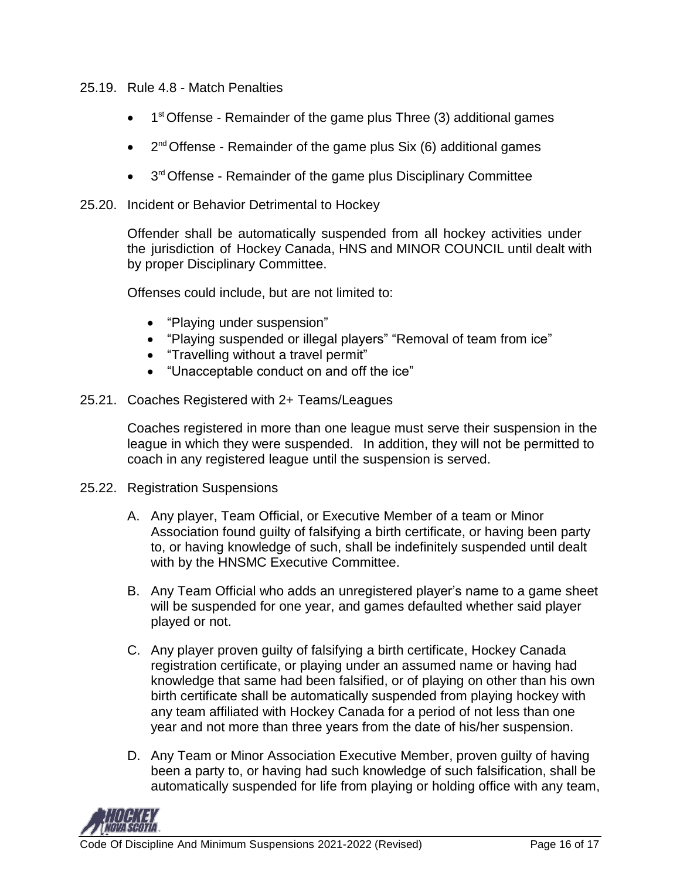25.19. Rule 4.8 - Match Penalties

- 1st Offense - Remainder of the game plus Three (3) additional games
- 2nd Offense - Remainder of the game plus Six (6) additional games
- 3rd Offense - Remainder of the game plus Disciplinary Committee

25.20. Incident or Behavior Detrimental to Hockey

Offender shall be automatically suspended from all hockey activities under the jurisdiction of Hockey Canada, HNS and MINOR COUNCIL until dealt with by proper Disciplinary Committee.

Offenses could include, but are not limited to:

- "Playing under suspension"
- "Playing suspended or illegal players" "Removal of team from ice"
- "Travelling without a travel permit"
- "Unacceptable conduct on and off the ice"

25.21. Coaches Registered with 2+ Teams/Leagues

Coaches registered in more than one league must serve their suspension in the league in which they were suspended. In addition, they will not be permitted to coach in any registered league until the suspension is served.

25.22. Registration Suspensions

A. Any player, Team Official, or Executive Member of a team or Minor Association found guilty of falsifying a birth certificate, or having been party to, or having knowledge of such, shall be indefinitely suspended until dealt with by the HNSMC Executive Committee.

B. Any Team Official who adds an unregistered player's name to a game sheet will be suspended for one year, and games defaulted whether said player played or not.

C. Any player proven guilty of falsifying a birth certificate, Hockey Canada registration certificate, or playing under an assumed name or having had knowledge that same had been falsified, or of playing on other than his own birth certificate shall be automatically suspended from playing hockey with any team affiliated with Hockey Canada for a period of not less than one year and not more than three years from the date of his/her suspension.

D. Any Team or Minor Association Executive Member, proven guilty of having been a party to, or having had such knowledge of such falsification, shall be automatically suspended for life from playing or holding office with any team,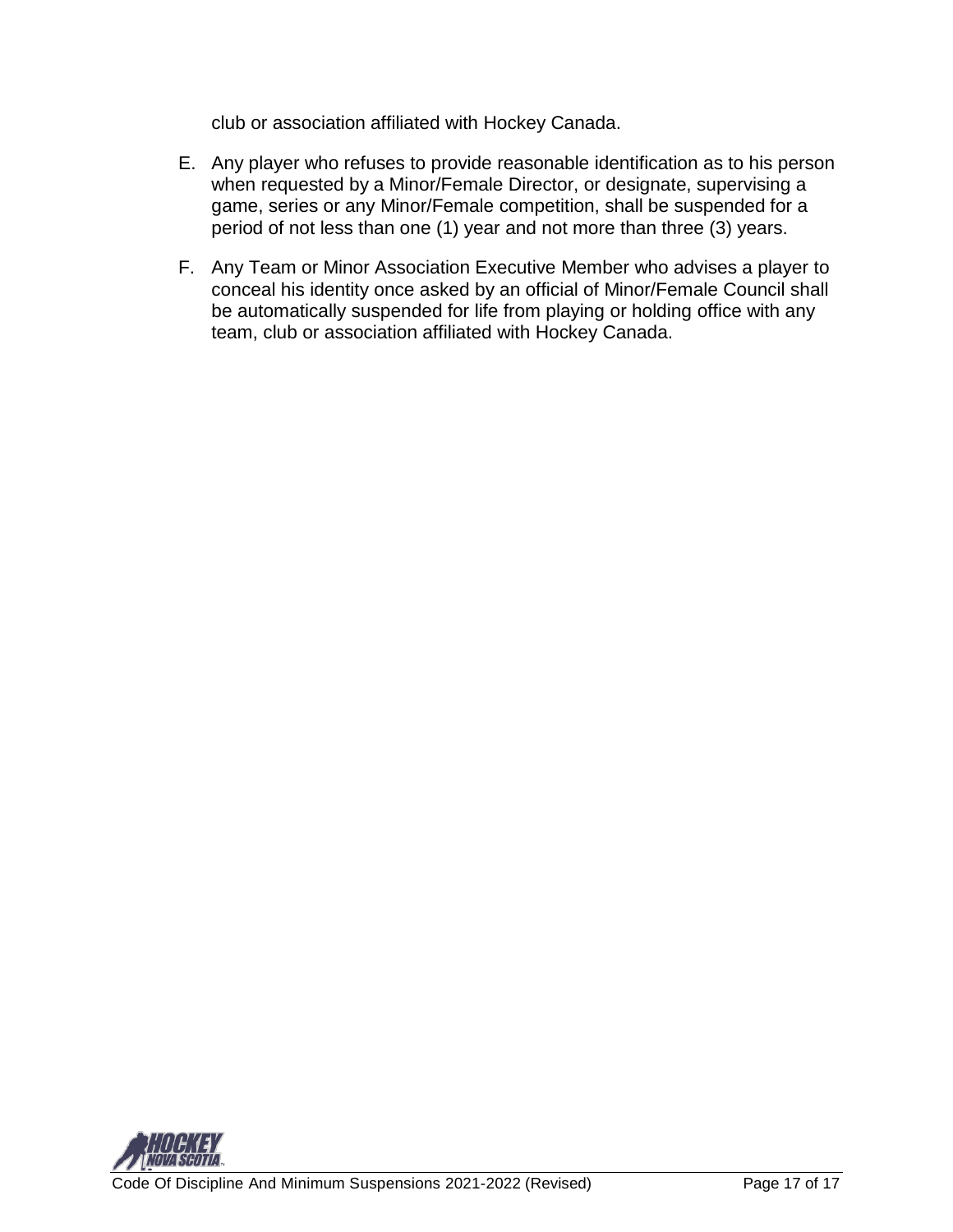club or association affiliated with Hockey Canada.

E. Any player who refuses to provide reasonable identification as to his person when requested by a Minor/Female Director, or designate, supervising a game, series or any Minor/Female competition, shall be suspended for a period of not less than one (1) year and not more than three (3) years.

F. Any Team or Minor Association Executive Member who advises a player to conceal his identity once asked by an official of Minor/Female Council shall be automatically suspended for life from playing or holding office with any team, club or association affiliated with Hockey Canada.